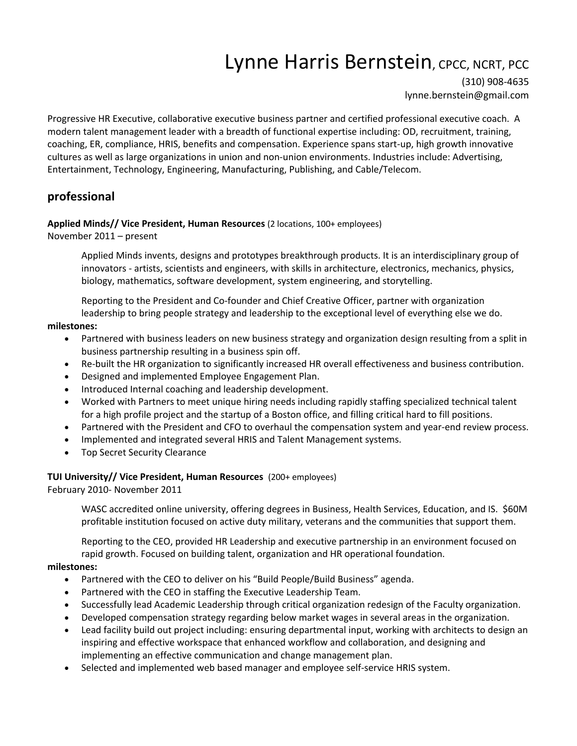# Lynne Harris Bernstein, CPCC, NCRT, PCC

(310) 908-4635
lynne.bernstein@gmail.com

Progressive HR Executive, collaborative executive business partner and certified professional executive coach. A modern talent management leader with a breadth of functional expertise including: OD, recruitment, training, coaching, ER, compliance, HRIS, benefits and compensation. Experience spans start-up, high growth innovative cultures as well as large organizations in union and non-union environments. Industries include: Advertising, Entertainment, Technology, Engineering, Manufacturing, Publishing, and Cable/Telecom.

## professional

**Applied Minds// Vice President, Human Resources** (2 locations, 100+ employees)
November 2011 – present

Applied Minds invents, designs and prototypes breakthrough products. It is an interdisciplinary group of innovators - artists, scientists and engineers, with skills in architecture, electronics, mechanics, physics, biology, mathematics, software development, system engineering, and storytelling.

Reporting to the President and Co-founder and Chief Creative Officer, partner with organization leadership to bring people strategy and leadership to the exceptional level of everything else we do.

**milestones:**

- Partnered with business leaders on new business strategy and organization design resulting from a split in business partnership resulting in a business spin off.
- Re-built the HR organization to significantly increased HR overall effectiveness and business contribution.
- Designed and implemented Employee Engagement Plan.
- Introduced Internal coaching and leadership development.
- Worked with Partners to meet unique hiring needs including rapidly staffing specialized technical talent for a high profile project and the startup of a Boston office, and filling critical hard to fill positions.
- Partnered with the President and CFO to overhaul the compensation system and year-end review process.
- Implemented and integrated several HRIS and Talent Management systems.
- Top Secret Security Clearance

**TUI University// Vice President, Human Resources** (200+ employees)
February 2010- November 2011

WASC accredited online university, offering degrees in Business, Health Services, Education, and IS. $60M profitable institution focused on active duty military, veterans and the communities that support them.

Reporting to the CEO, provided HR Leadership and executive partnership in an environment focused on rapid growth. Focused on building talent, organization and HR operational foundation.

**milestones:**

- Partnered with the CEO to deliver on his "Build People/Build Business" agenda.
- Partnered with the CEO in staffing the Executive Leadership Team.
- Successfully lead Academic Leadership through critical organization redesign of the Faculty organization.
- Developed compensation strategy regarding below market wages in several areas in the organization.
- Lead facility build out project including: ensuring departmental input, working with architects to design an inspiring and effective workspace that enhanced workflow and collaboration, and designing and implementing an effective communication and change management plan.
- Selected and implemented web based manager and employee self-service HRIS system.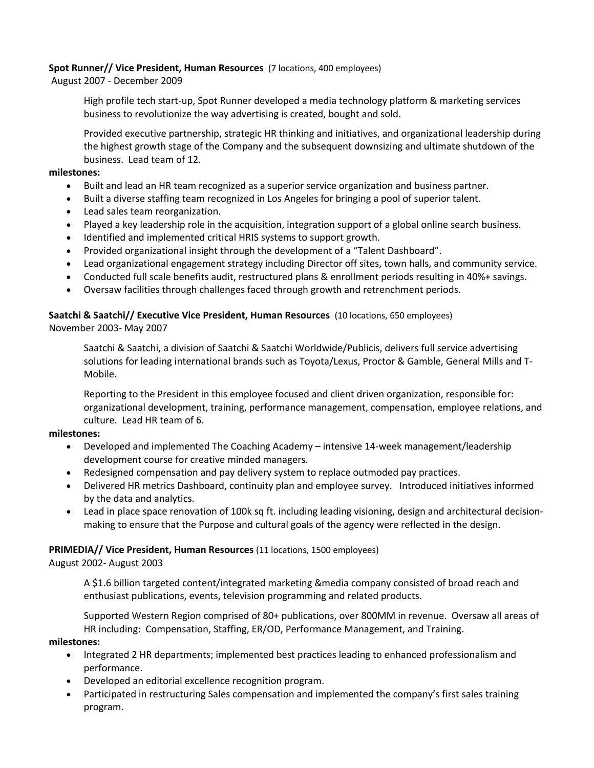**Spot Runner// Vice President, Human Resources** (7 locations, 400 employees)
August 2007 - December 2009

High profile tech start-up, Spot Runner developed a media technology platform & marketing services business to revolutionize the way advertising is created, bought and sold.

Provided executive partnership, strategic HR thinking and initiatives, and organizational leadership during the highest growth stage of the Company and the subsequent downsizing and ultimate shutdown of the business. Lead team of 12.

**milestones:**

- Built and lead an HR team recognized as a superior service organization and business partner.
- Built a diverse staffing team recognized in Los Angeles for bringing a pool of superior talent.
- Lead sales team reorganization.
- Played a key leadership role in the acquisition, integration support of a global online search business.
- Identified and implemented critical HRIS systems to support growth.
- Provided organizational insight through the development of a "Talent Dashboard".
- Lead organizational engagement strategy including Director off sites, town halls, and community service.
- Conducted full scale benefits audit, restructured plans & enrollment periods resulting in 40%+ savings.
- Oversaw facilities through challenges faced through growth and retrenchment periods.

**Saatchi & Saatchi// Executive Vice President, Human Resources** (10 locations, 650 employees)
November 2003- May 2007

Saatchi & Saatchi, a division of Saatchi & Saatchi Worldwide/Publicis, delivers full service advertising solutions for leading international brands such as Toyota/Lexus, Proctor & Gamble, General Mills and T-Mobile.

Reporting to the President in this employee focused and client driven organization, responsible for: organizational development, training, performance management, compensation, employee relations, and culture. Lead HR team of 6.

**milestones:**

- Developed and implemented The Coaching Academy – intensive 14-week management/leadership development course for creative minded managers.
- Redesigned compensation and pay delivery system to replace outmoded pay practices.
- Delivered HR metrics Dashboard, continuity plan and employee survey. Introduced initiatives informed by the data and analytics.
- Lead in place space renovation of 100k sq ft. including leading visioning, design and architectural decision-making to ensure that the Purpose and cultural goals of the agency were reflected in the design.

**PRIMEDIA// Vice President, Human Resources** (11 locations, 1500 employees)
August 2002- August 2003

A $1.6 billion targeted content/integrated marketing &media company consisted of broad reach and enthusiast publications, events, television programming and related products.

Supported Western Region comprised of 80+ publications, over 800MM in revenue. Oversaw all areas of HR including: Compensation, Staffing, ER/OD, Performance Management, and Training.

**milestones:**

- Integrated 2 HR departments; implemented best practices leading to enhanced professionalism and performance.
- Developed an editorial excellence recognition program.
- Participated in restructuring Sales compensation and implemented the company's first sales training program.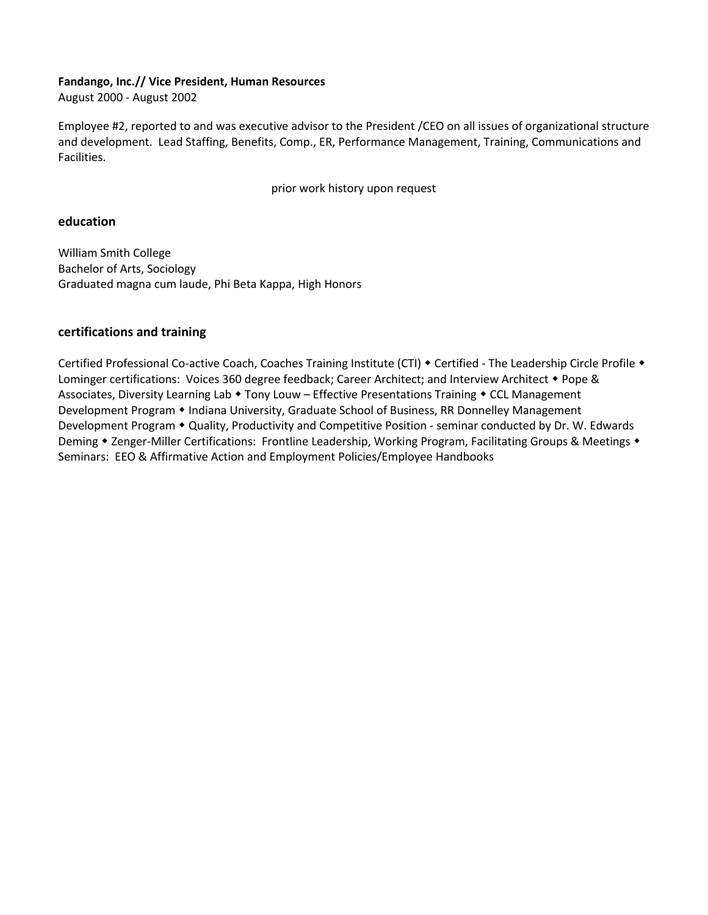**Fandango, Inc.// Vice President, Human Resources**
August 2000 - August 2002

Employee #2, reported to and was executive advisor to the President /CEO on all issues of organizational structure and development. Lead Staffing, Benefits, Comp., ER, Performance Management, Training, Communications and Facilities.

prior work history upon request

## education

William Smith College
Bachelor of Arts, Sociology
Graduated magna cum laude, Phi Beta Kappa, High Honors

## certifications and training

Certified Professional Co-active Coach, Coaches Training Institute (CTI) ◆ Certified - The Leadership Circle Profile ◆ Lominger certifications: Voices 360 degree feedback; Career Architect; and Interview Architect ◆ Pope & Associates, Diversity Learning Lab ◆ Tony Louw – Effective Presentations Training ◆ CCL Management Development Program ◆ Indiana University, Graduate School of Business, RR Donnelley Management Development Program ◆ Quality, Productivity and Competitive Position - seminar conducted by Dr. W. Edwards Deming ◆ Zenger-Miller Certifications: Frontline Leadership, Working Program, Facilitating Groups & Meetings ◆ Seminars: EEO & Affirmative Action and Employment Policies/Employee Handbooks